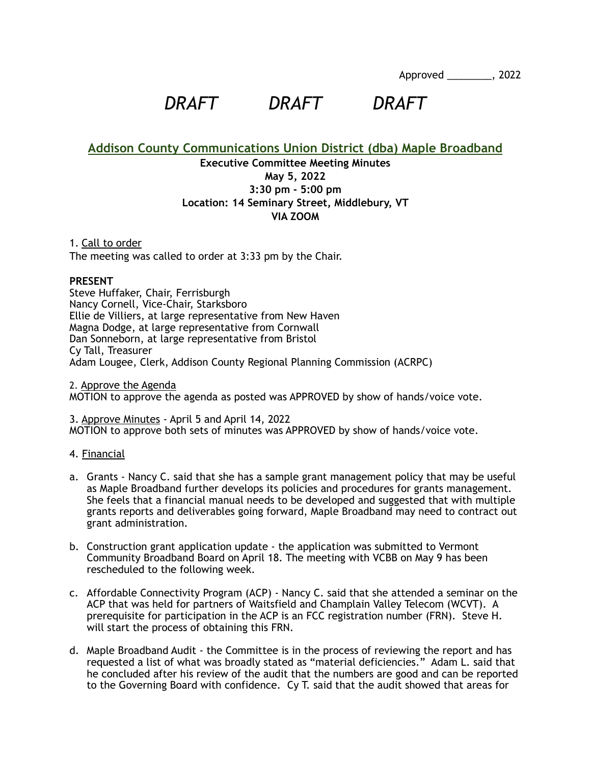Approved ________, 2022

*DRAFT DRAFT DRAFT*

# Addison County Communications Union District (dba) Maple Broadband

**Executive Committee Meeting Minutes**
**May 5, 2022**
**3:30 pm - 5:00 pm**
**Location: 14 Seminary Street, Middlebury, VT**
**VIA ZOOM**

1. Call to order
The meeting was called to order at 3:33 pm by the Chair.

**PRESENT**
Steve Huffaker, Chair, Ferrisburgh
Nancy Cornell, Vice-Chair, Starksboro
Ellie de Villiers, at large representative from New Haven
Magna Dodge, at large representative from Cornwall
Dan Sonneborn, at large representative from Bristol
Cy Tall, Treasurer
Adam Lougee, Clerk, Addison County Regional Planning Commission (ACRPC)

2. Approve the Agenda
MOTION to approve the agenda as posted was APPROVED by show of hands/voice vote.

3. Approve Minutes - April 5 and April 14, 2022
MOTION to approve both sets of minutes was APPROVED by show of hands/voice vote.

4. Financial

a. Grants - Nancy C. said that she has a sample grant management policy that may be useful as Maple Broadband further develops its policies and procedures for grants management. She feels that a financial manual needs to be developed and suggested that with multiple grants reports and deliverables going forward, Maple Broadband may need to contract out grant administration.

b. Construction grant application update - the application was submitted to Vermont Community Broadband Board on April 18. The meeting with VCBB on May 9 has been rescheduled to the following week.

c. Affordable Connectivity Program (ACP) - Nancy C. said that she attended a seminar on the ACP that was held for partners of Waitsfield and Champlain Valley Telecom (WCVT). A prerequisite for participation in the ACP is an FCC registration number (FRN). Steve H. will start the process of obtaining this FRN.

d. Maple Broadband Audit - the Committee is in the process of reviewing the report and has requested a list of what was broadly stated as "material deficiencies." Adam L. said that he concluded after his review of the audit that the numbers are good and can be reported to the Governing Board with confidence. Cy T. said that the audit showed that areas for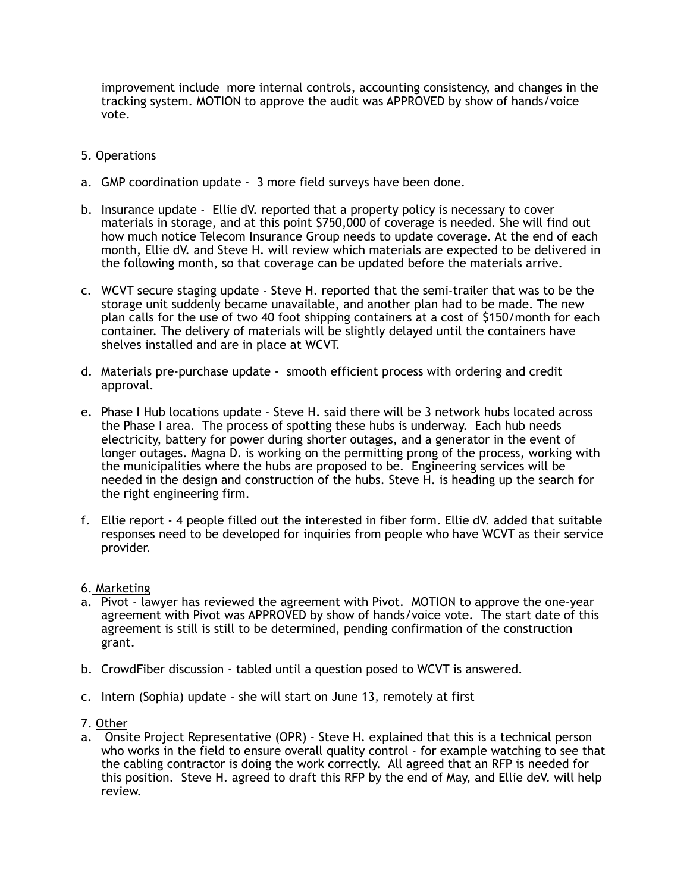improvement include  more internal controls, accounting consistency, and changes in the tracking system. MOTION to approve the audit was APPROVED by show of hands/voice vote.

5. <u>Operations</u>

a. GMP coordination update -  3 more field surveys have been done.

b. Insurance update -  Ellie dV. reported that a property policy is necessary to cover materials in storage, and at this point $750,000 of coverage is needed. She will find out how much notice Telecom Insurance Group needs to update coverage. At the end of each month, Ellie dV. and Steve H. will review which materials are expected to be delivered in the following month, so that coverage can be updated before the materials arrive.

c. WCVT secure staging update - Steve H. reported that the semi-trailer that was to be the storage unit suddenly became unavailable, and another plan had to be made. The new plan calls for the use of two 40 foot shipping containers at a cost of $150/month for each container. The delivery of materials will be slightly delayed until the containers have shelves installed and are in place at WCVT.

d. Materials pre-purchase update -  smooth efficient process with ordering and credit approval.

e. Phase I Hub locations update - Steve H. said there will be 3 network hubs located across the Phase I area.  The process of spotting these hubs is underway.  Each hub needs electricity, battery for power during shorter outages, and a generator in the event of longer outages. Magna D. is working on the permitting prong of the process, working with the municipalities where the hubs are proposed to be.  Engineering services will be needed in the design and construction of the hubs. Steve H. is heading up the search for the right engineering firm.

f. Ellie report - 4 people filled out the interested in fiber form. Ellie dV. added that suitable responses need to be developed for inquiries from people who have WCVT as their service provider.

6. <u>Marketing</u>

a. Pivot - lawyer has reviewed the agreement with Pivot.  MOTION to approve the one-year agreement with Pivot was APPROVED by show of hands/voice vote.  The start date of this agreement is still is still to be determined, pending confirmation of the construction grant.

b. CrowdFiber discussion - tabled until a question posed to WCVT is answered.

c. Intern (Sophia) update - she will start on June 13, remotely at first

7. <u>Other</u>

a. Onsite Project Representative (OPR) - Steve H. explained that this is a technical person who works in the field to ensure overall quality control - for example watching to see that the cabling contractor is doing the work correctly.  All agreed that an RFP is needed for this position.  Steve H. agreed to draft this RFP by the end of May, and Ellie deV. will help review.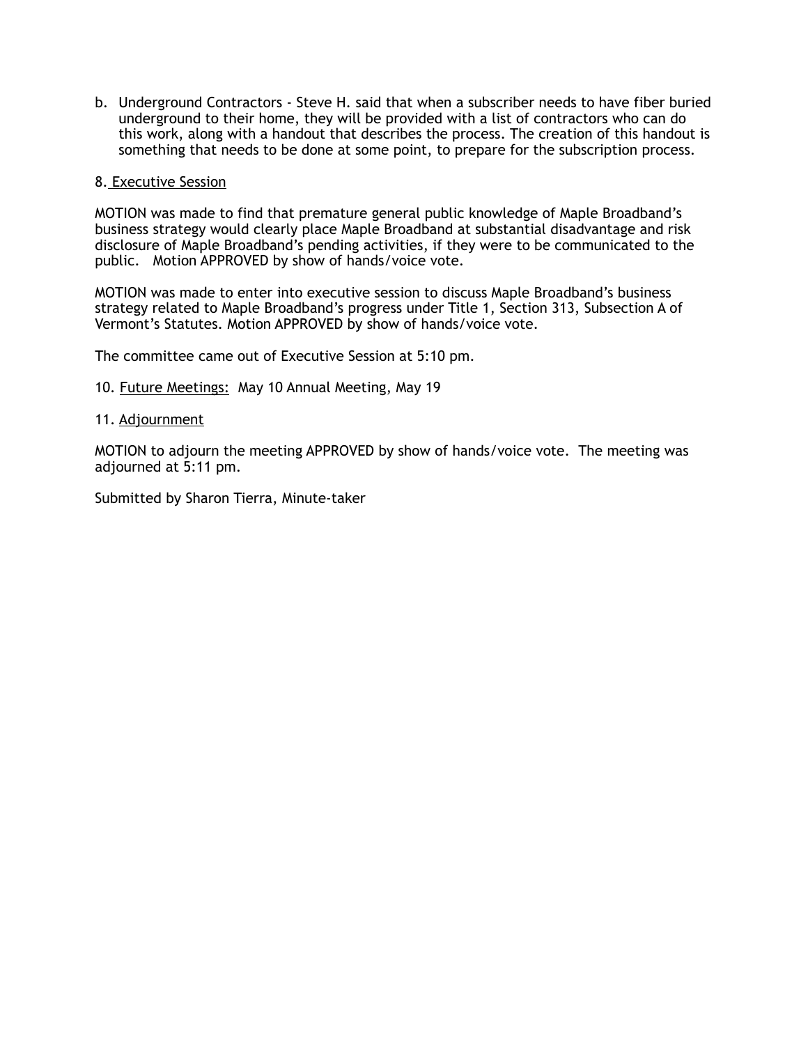b. Underground Contractors - Steve H. said that when a subscriber needs to have fiber buried underground to their home, they will be provided with a list of contractors who can do this work, along with a handout that describes the process. The creation of this handout is something that needs to be done at some point, to prepare for the subscription process.

8. Executive Session

MOTION was made to find that premature general public knowledge of Maple Broadband's business strategy would clearly place Maple Broadband at substantial disadvantage and risk disclosure of Maple Broadband's pending activities, if they were to be communicated to the public.   Motion APPROVED by show of hands/voice vote.

MOTION was made to enter into executive session to discuss Maple Broadband's business strategy related to Maple Broadband's progress under Title 1, Section 313, Subsection A of Vermont's Statutes. Motion APPROVED by show of hands/voice vote.

The committee came out of Executive Session at 5:10 pm.

10. Future Meetings:  May 10 Annual Meeting, May 19

11. Adjournment

MOTION to adjourn the meeting APPROVED by show of hands/voice vote.  The meeting was adjourned at 5:11 pm.

Submitted by Sharon Tierra, Minute-taker